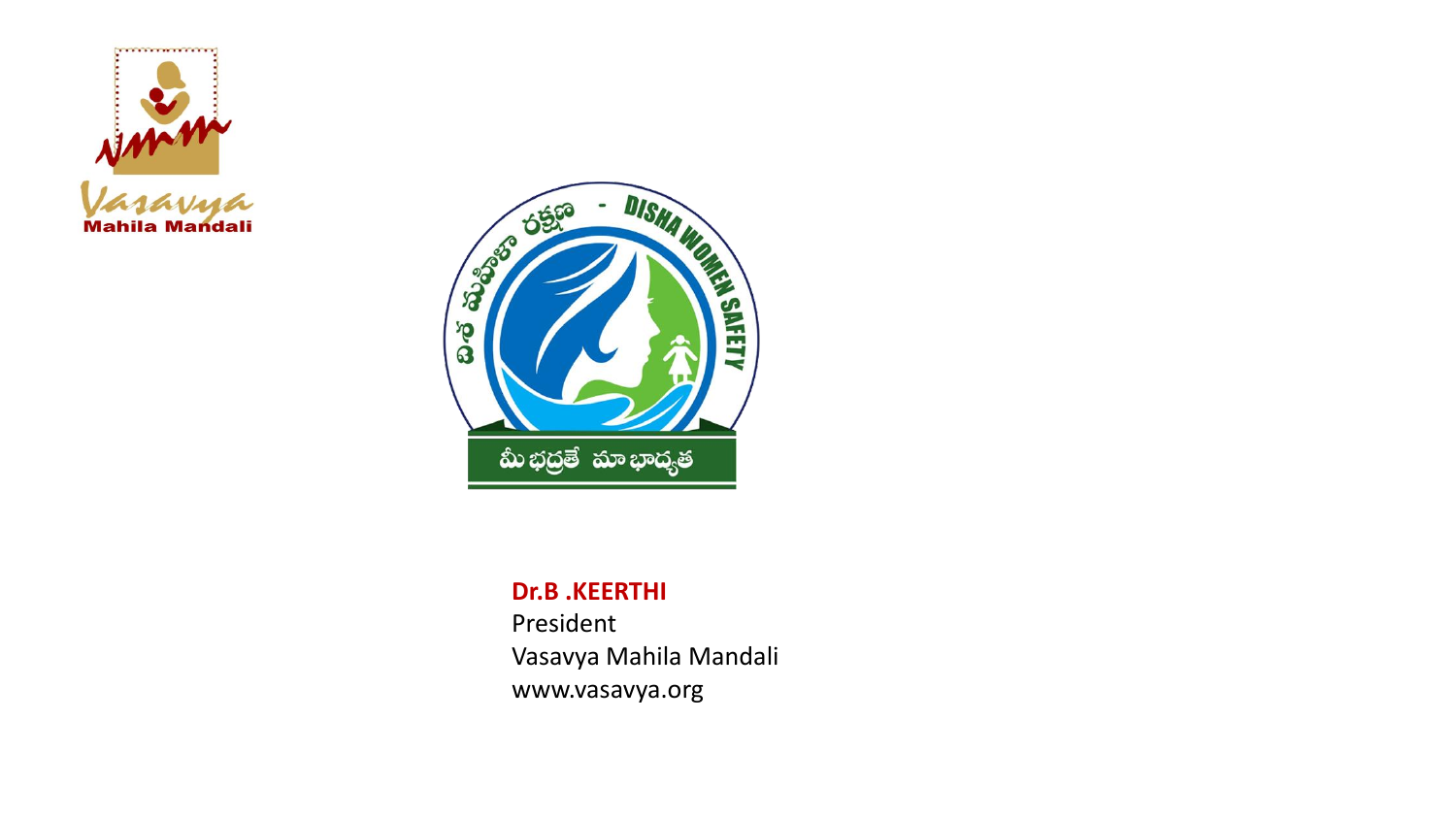**Dr.B .KEERTHI**
President
Vasavya Mahila Mandali
www.vasavya.org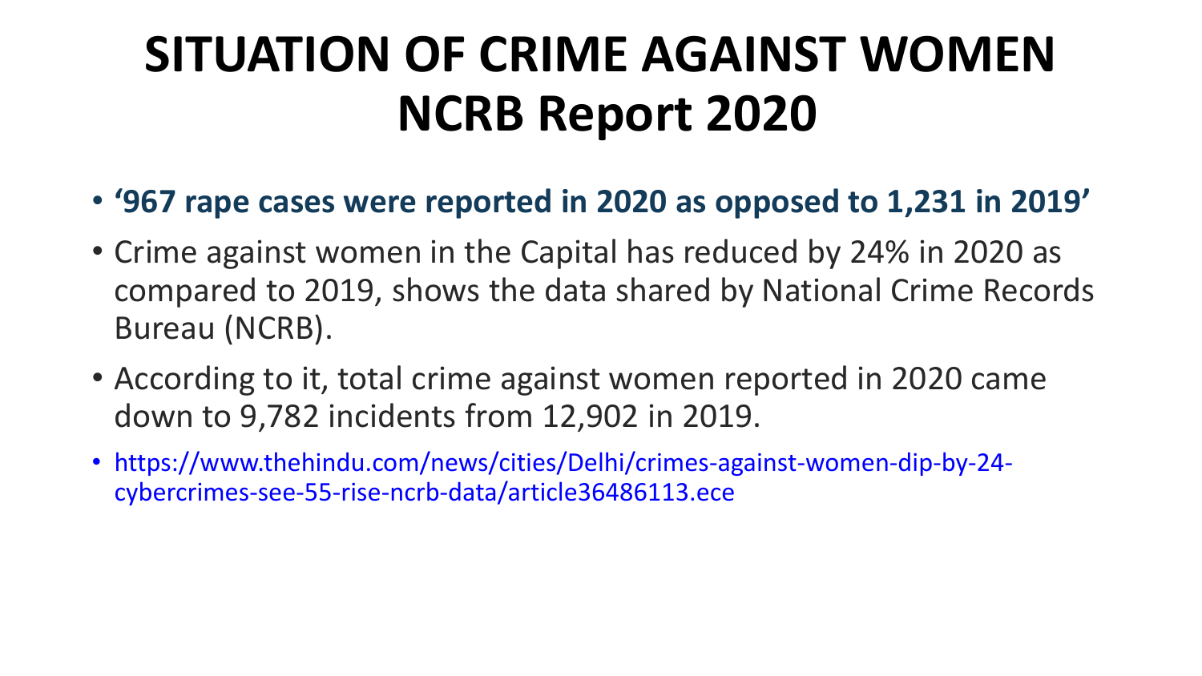# SITUATION OF CRIME AGAINST WOMEN NCRB Report 2020

- **'967 rape cases were reported in 2020 as opposed to 1,231 in 2019'**
- Crime against women in the Capital has reduced by 24% in 2020 as compared to 2019, shows the data shared by National Crime Records Bureau (NCRB).
- According to it, total crime against women reported in 2020 came down to 9,782 incidents from 12,902 in 2019.
- https://www.thehindu.com/news/cities/Delhi/crimes-against-women-dip-by-24-cybercrimes-see-55-rise-ncrb-data/article36486113.ece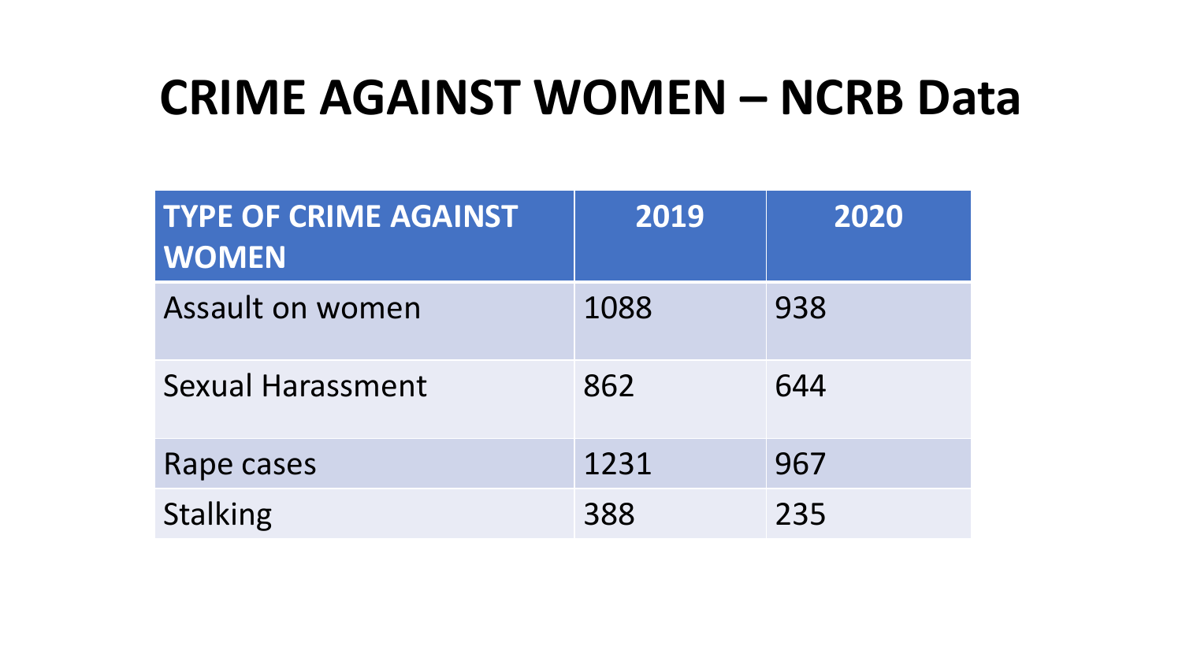# CRIME AGAINST WOMEN – NCRB Data

| TYPE OF CRIME AGAINST WOMEN | 2019 | 2020 |
| --- | --- | --- |
| Assault on women | 1088 | 938 |
| Sexual Harassment | 862 | 644 |
| Rape cases | 1231 | 967 |
| Stalking | 388 | 235 |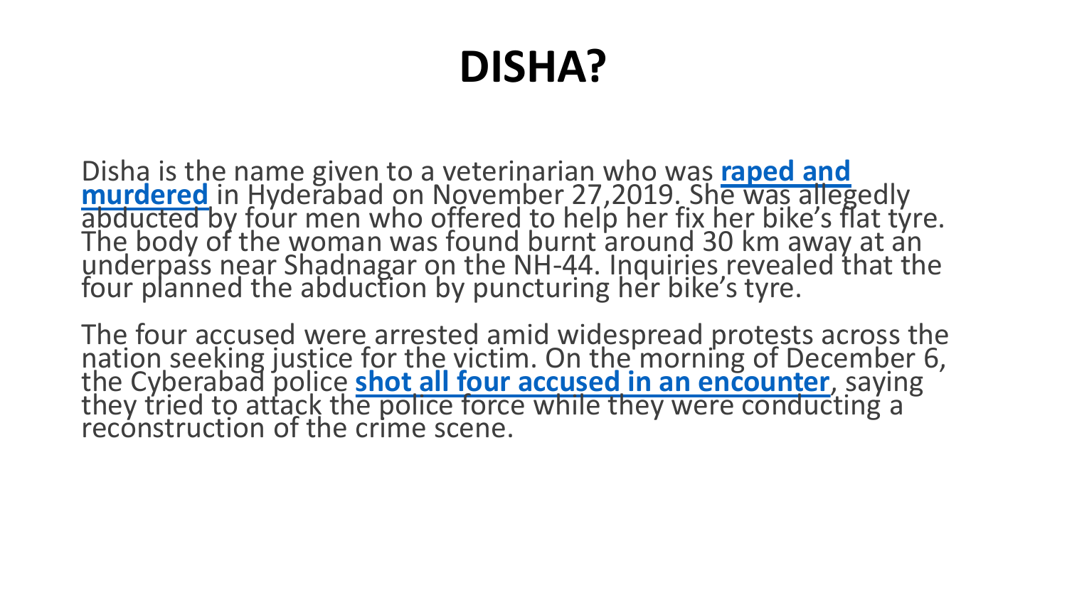# DISHA?

Disha is the name given to a veterinarian who was **raped and murdered** in Hyderabad on November 27,2019. She was allegedly abducted by four men who offered to help her fix her bike's flat tyre. The body of the woman was found burnt around 30 km away at an underpass near Shadnagar on the NH-44. Inquiries revealed that the four planned the abduction by puncturing her bike's tyre.

The four accused were arrested amid widespread protests across the nation seeking justice for the victim. On the morning of December 6, the Cyberabad police **shot all four accused in an encounter**, saying they tried to attack the police force while they were conducting a reconstruction of the crime scene.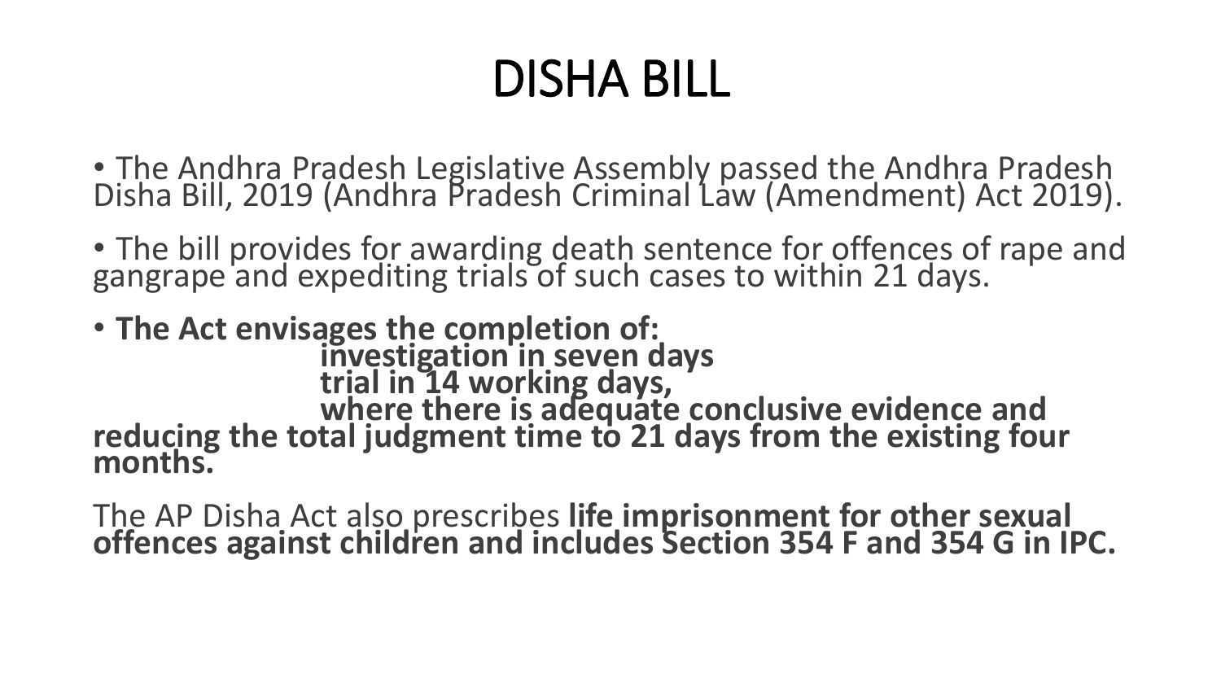# DISHA BILL

- The Andhra Pradesh Legislative Assembly passed the Andhra Pradesh Disha Bill, 2019 (Andhra Pradesh Criminal Law (Amendment) Act 2019).
- The bill provides for awarding death sentence for offences of rape and gangrape and expediting trials of such cases to within 21 days.
- **The Act envisages the completion of:**
  - **investigation in seven days**
  - **trial in 14 working days,**
  - **where there is adequate conclusive evidence and reducing the total judgment time to 21 days from the existing four months.**

The AP Disha Act also prescribes **life imprisonment for other sexual offences against children and includes Section 354 F and 354 G in IPC.**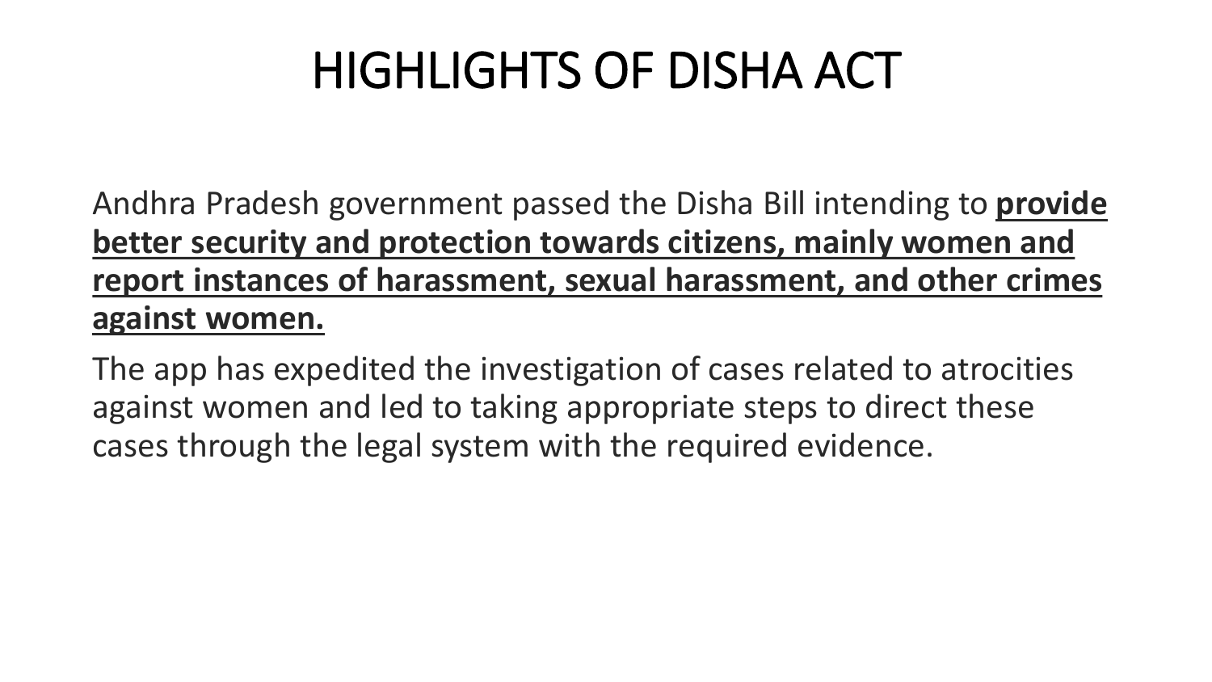# HIGHLIGHTS OF DISHA ACT

Andhra Pradesh government passed the Disha Bill intending to **<u>provide better security and protection towards citizens, mainly women and report instances of harassment, sexual harassment, and other crimes against women.</u>**

The app has expedited the investigation of cases related to atrocities against women and led to taking appropriate steps to direct these cases through the legal system with the required evidence.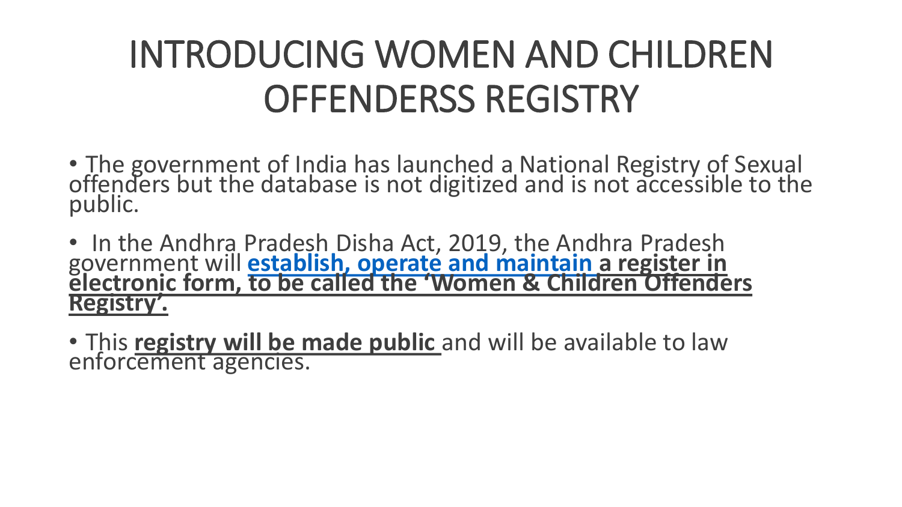# INTRODUCING WOMEN AND CHILDREN OFFENDERSS REGISTRY

- The government of India has launched a National Registry of Sexual offenders but the database is not digitized and is not accessible to the public.
- In the Andhra Pradesh Disha Act, 2019, the Andhra Pradesh government will **establish, operate and maintain a register in electronic form, to be called the 'Women & Children Offenders Registry'.**
- This **registry will be made public** and will be available to law enforcement agencies.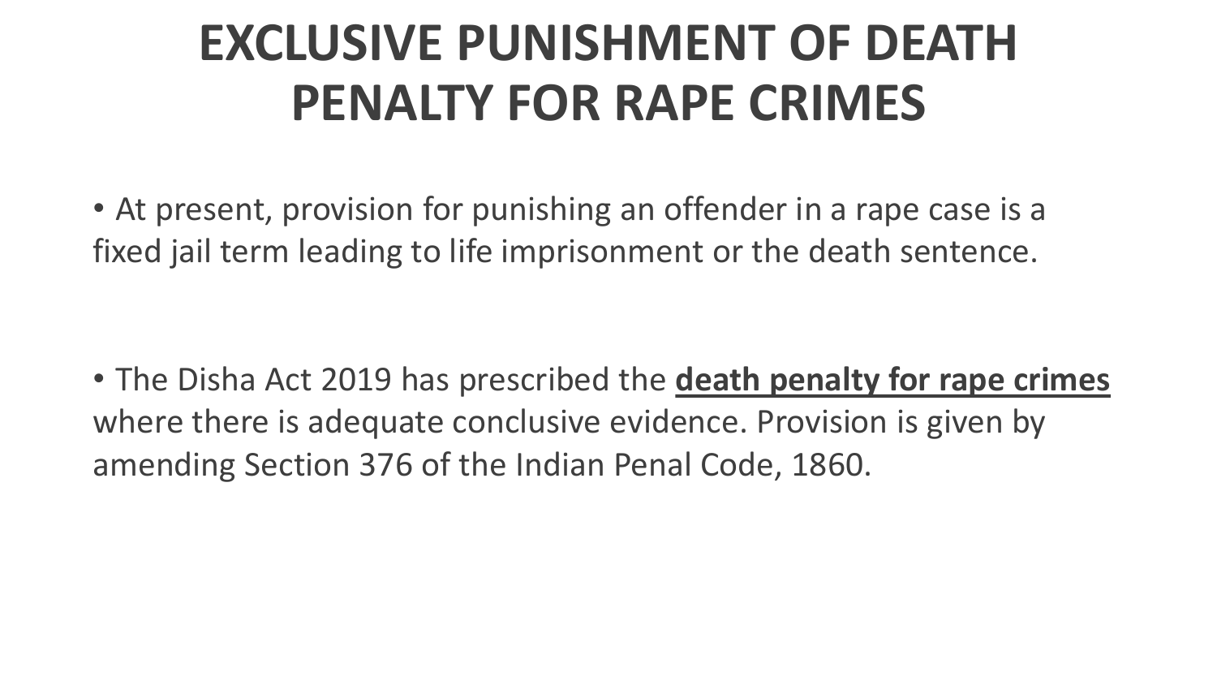# EXCLUSIVE PUNISHMENT OF DEATH PENALTY FOR RAPE CRIMES

- At present, provision for punishing an offender in a rape case is a fixed jail term leading to life imprisonment or the death sentence.

- The Disha Act 2019 has prescribed the **death penalty for rape crimes** where there is adequate conclusive evidence. Provision is given by amending Section 376 of the Indian Penal Code, 1860.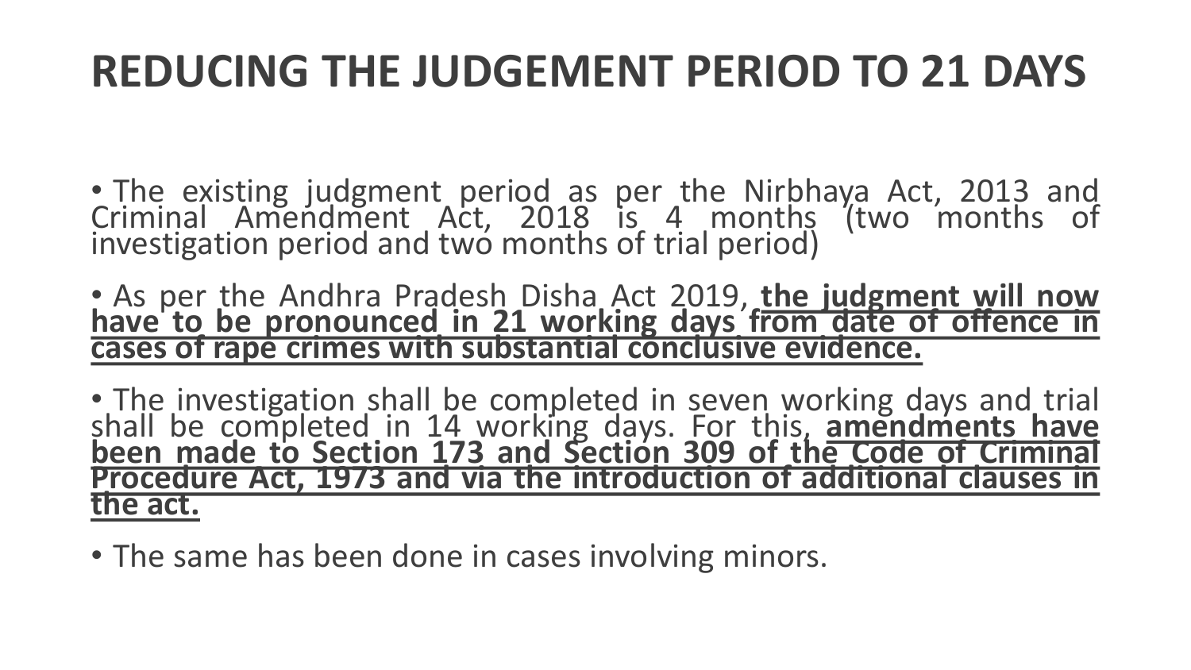# REDUCING THE JUDGEMENT PERIOD TO 21 DAYS

- The existing judgment period as per the Nirbhaya Act, 2013 and Criminal Amendment Act, 2018 is 4 months (two months of investigation period and two months of trial period)
- As per the Andhra Pradesh Disha Act 2019, **the judgment will now have to be pronounced in 21 working days from date of offence in cases of rape crimes with substantial conclusive evidence.**
- The investigation shall be completed in seven working days and trial shall be completed in 14 working days. For this, **amendments have been made to Section 173 and Section 309 of the Code of Criminal Procedure Act, 1973 and via the introduction of additional clauses in the act.**
- The same has been done in cases involving minors.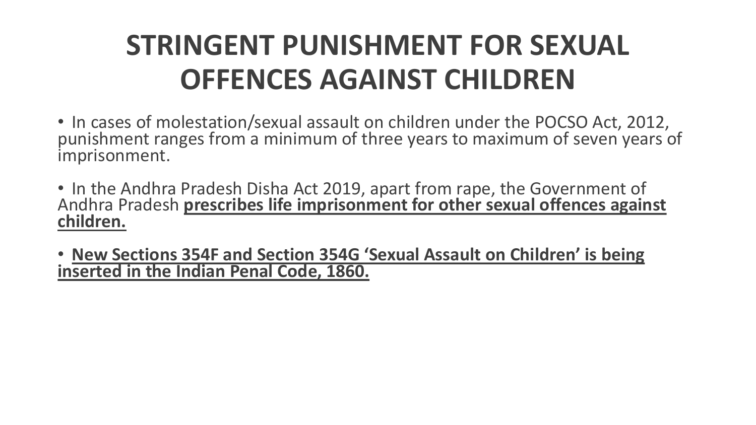# STRINGENT PUNISHMENT FOR SEXUAL OFFENCES AGAINST CHILDREN

- In cases of molestation/sexual assault on children under the POCSO Act, 2012, punishment ranges from a minimum of three years to maximum of seven years of imprisonment.

- In the Andhra Pradesh Disha Act 2019, apart from rape, the Government of Andhra Pradesh **prescribes life imprisonment for other sexual offences against children.**

- **New Sections 354F and Section 354G 'Sexual Assault on Children' is being inserted in the Indian Penal Code, 1860.**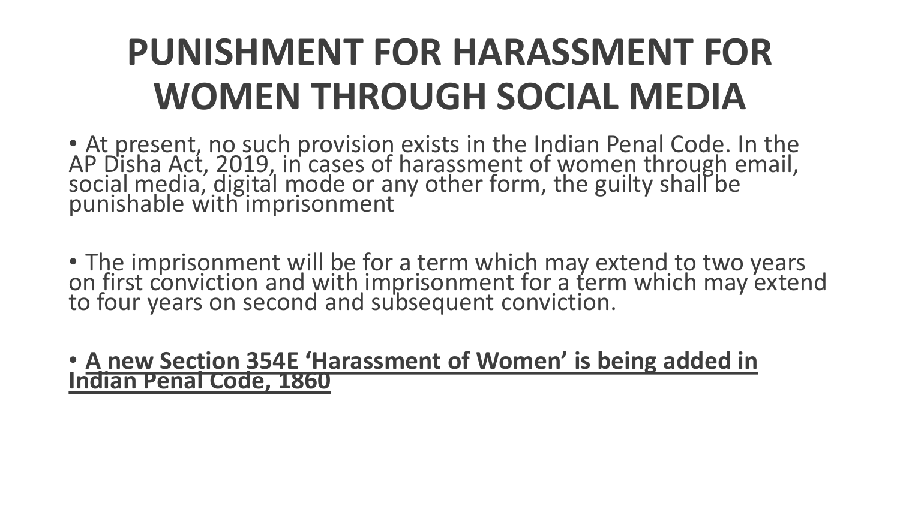# PUNISHMENT FOR HARASSMENT FOR WOMEN THROUGH SOCIAL MEDIA

- At present, no such provision exists in the Indian Penal Code. In the AP Disha Act, 2019, in cases of harassment of women through email, social media, digital mode or any other form, the guilty shall be punishable with imprisonment

- The imprisonment will be for a term which may extend to two years on first conviction and with imprisonment for a term which may extend to four years on second and subsequent conviction.

- <u>**A new Section 354E 'Harassment of Women' is being added in Indian Penal Code, 1860**</u>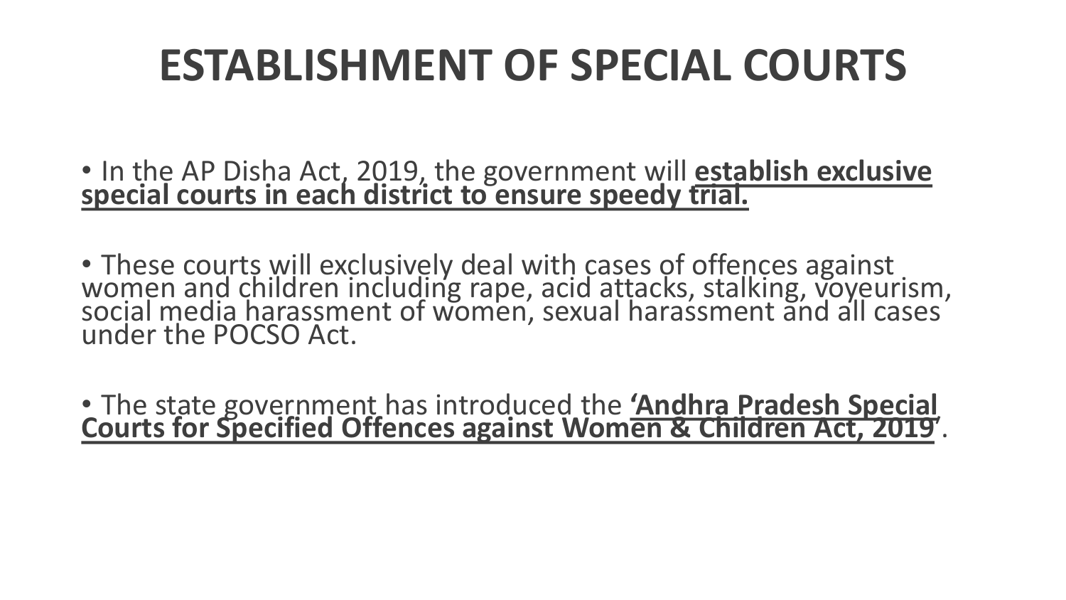# ESTABLISHMENT OF SPECIAL COURTS

- In the AP Disha Act, 2019, the government will **establish exclusive special courts in each district to ensure speedy trial.**

- These courts will exclusively deal with cases of offences against women and children including rape, acid attacks, stalking, voyeurism, social media harassment of women, sexual harassment and all cases under the POCSO Act.

- The state government has introduced the **'Andhra Pradesh Special Courts for Specified Offences against Women & Children Act, 2019'**.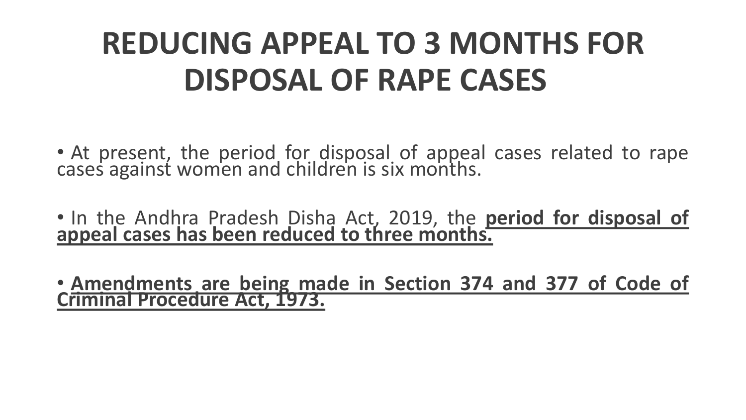# REDUCING APPEAL TO 3 MONTHS FOR DISPOSAL OF RAPE CASES

- At present, the period for disposal of appeal cases related to rape cases against women and children is six months.
- In the Andhra Pradesh Disha Act, 2019, the **period for disposal of appeal cases has been reduced to three months.**
- **Amendments are being made in Section 374 and 377 of Code of Criminal Procedure Act, 1973.**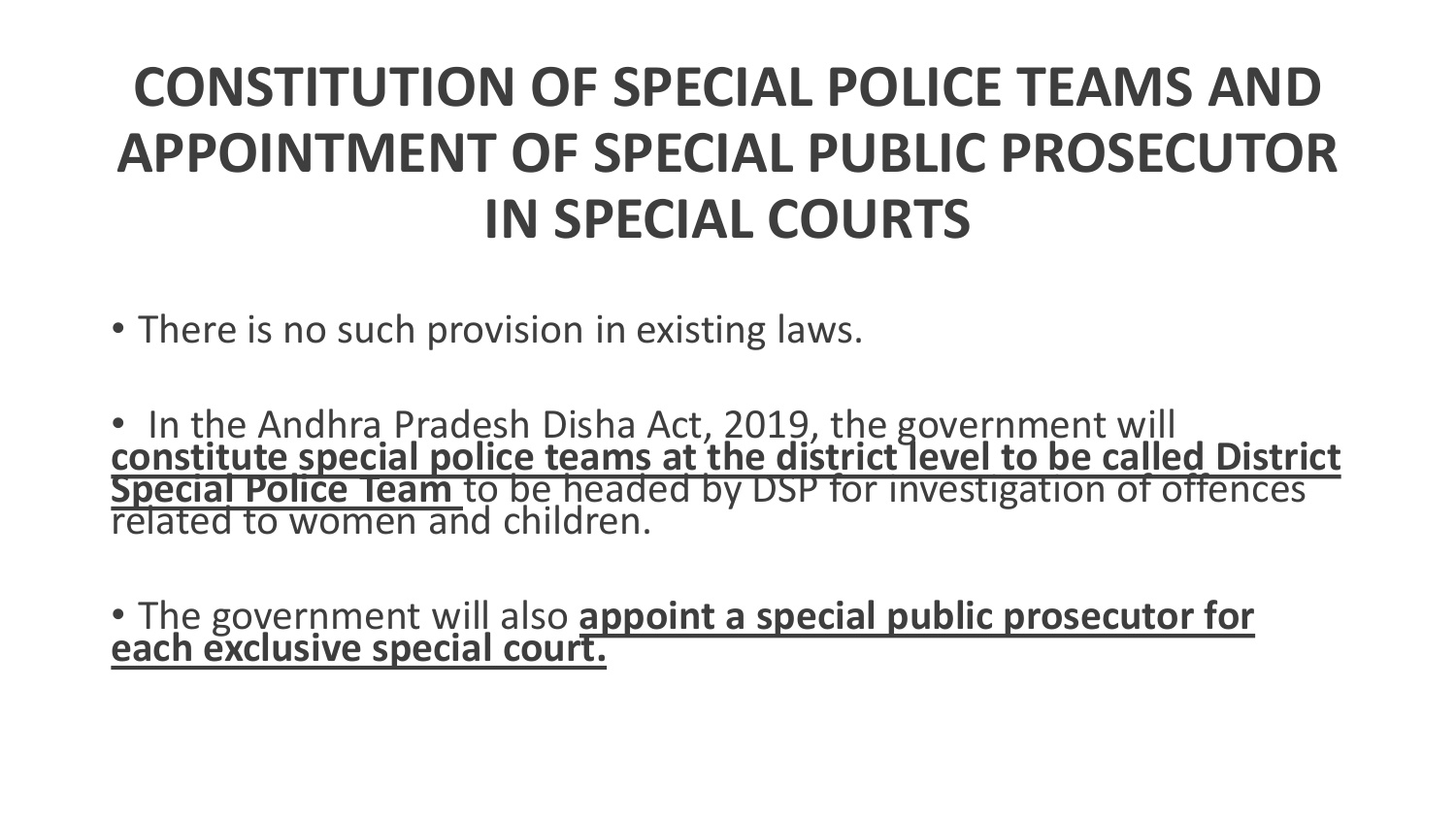# CONSTITUTION OF SPECIAL POLICE TEAMS AND APPOINTMENT OF SPECIAL PUBLIC PROSECUTOR IN SPECIAL COURTS

- There is no such provision in existing laws.

- In the Andhra Pradesh Disha Act, 2019, the government will **constitute special police teams at the district level to be called District Special Police Team** to be headed by DSP for investigation of offences related to women and children.

- The government will also **appoint a special public prosecutor for each exclusive special court.**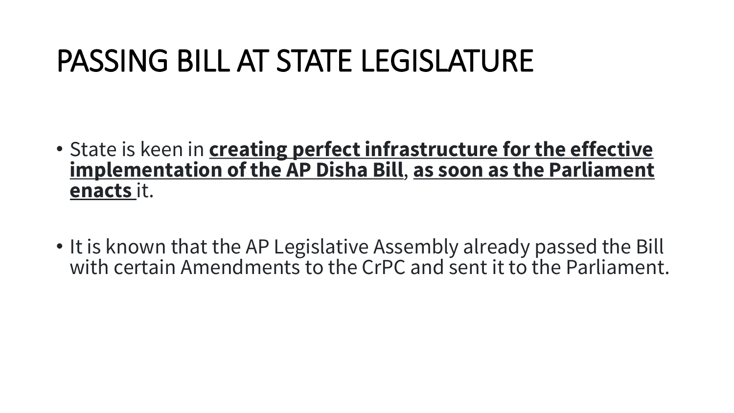# PASSING BILL AT STATE LEGISLATURE

- State is keen in **creating perfect infrastructure for the effective implementation of the AP Disha Bill**, **as soon as the Parliament enacts** it.

- It is known that the AP Legislative Assembly already passed the Bill with certain Amendments to the CrPC and sent it to the Parliament.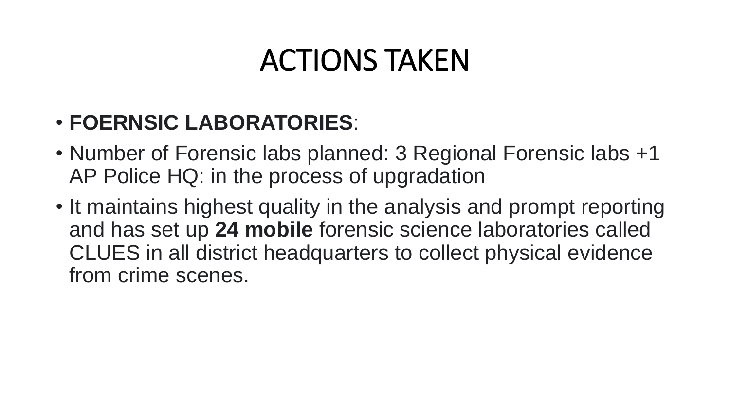# ACTIONS TAKEN

- **FOERNSIC LABORATORIES**:
- Number of Forensic labs planned: 3 Regional Forensic labs +1 AP Police HQ: in the process of upgradation
- It maintains highest quality in the analysis and prompt reporting and has set up **24 mobile** forensic science laboratories called CLUES in all district headquarters to collect physical evidence from crime scenes.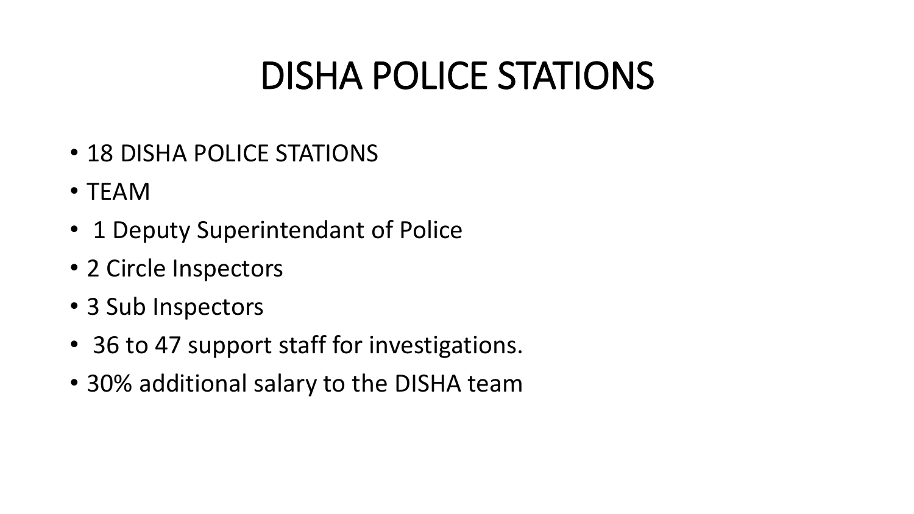# DISHA POLICE STATIONS

- 18 DISHA POLICE STATIONS
- TEAM
- 1 Deputy Superintendant of Police
- 2 Circle Inspectors
- 3 Sub Inspectors
- 36 to 47 support staff for investigations.
- 30% additional salary to the DISHA team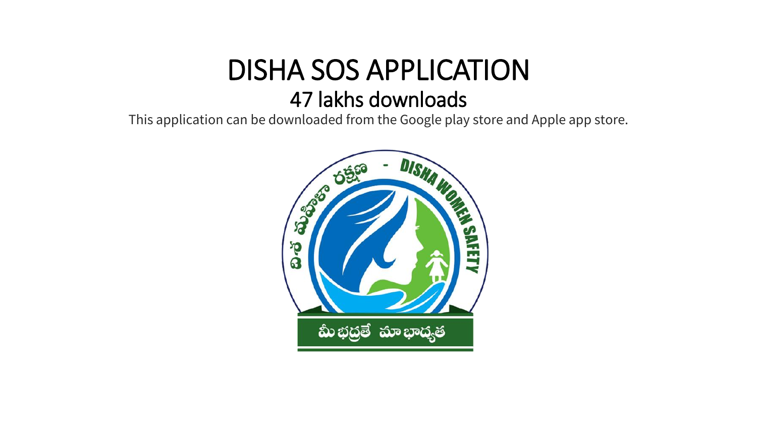# DISHA SOS APPLICATION

## 47 lakhs downloads

This application can be downloaded from the Google play store and Apple app store.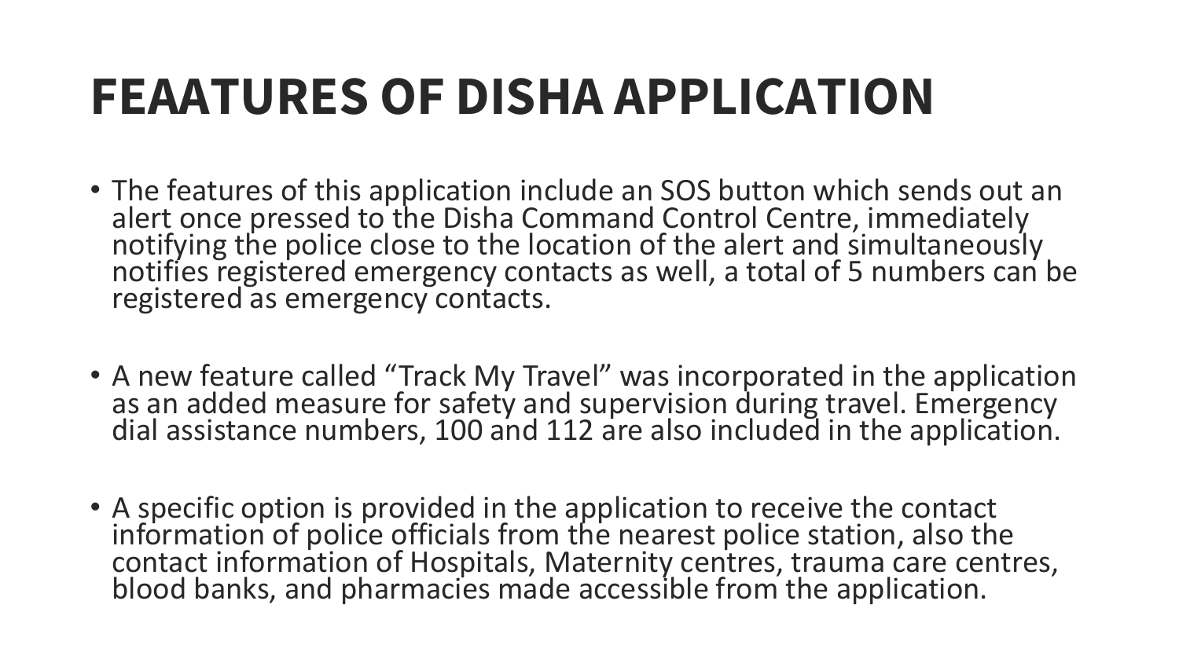# FEAATURES OF DISHA APPLICATION

- The features of this application include an SOS button which sends out an alert once pressed to the Disha Command Control Centre, immediately notifying the police close to the location of the alert and simultaneously notifies registered emergency contacts as well, a total of 5 numbers can be registered as emergency contacts.

- A new feature called "Track My Travel" was incorporated in the application as an added measure for safety and supervision during travel. Emergency dial assistance numbers, 100 and 112 are also included in the application.

- A specific option is provided in the application to receive the contact information of police officials from the nearest police station, also the contact information of Hospitals, Maternity centres, trauma care centres, blood banks, and pharmacies made accessible from the application.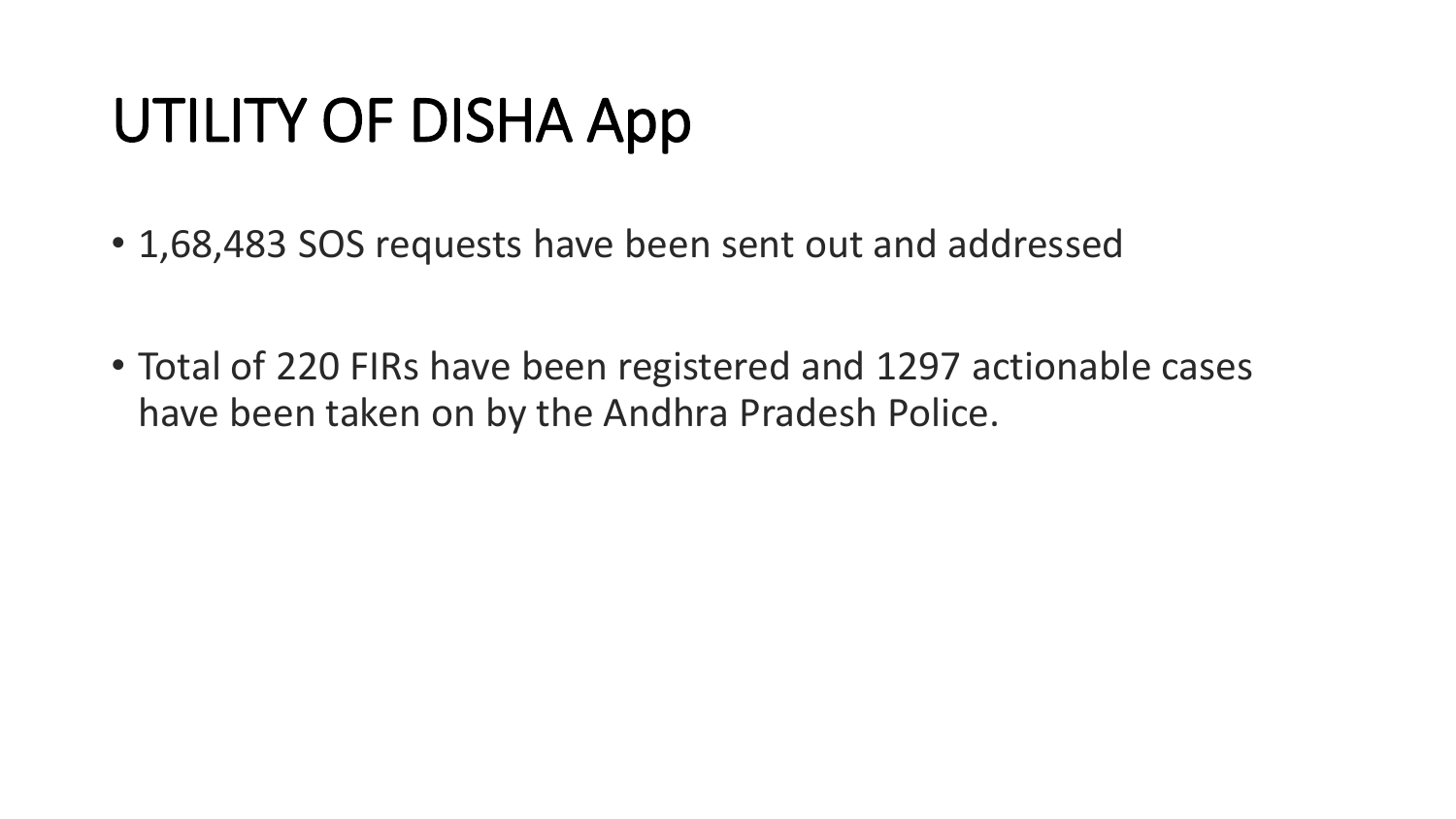# UTILITY OF DISHA App

- 1,68,483 SOS requests have been sent out and addressed
- Total of 220 FIRs have been registered and 1297 actionable cases have been taken on by the Andhra Pradesh Police.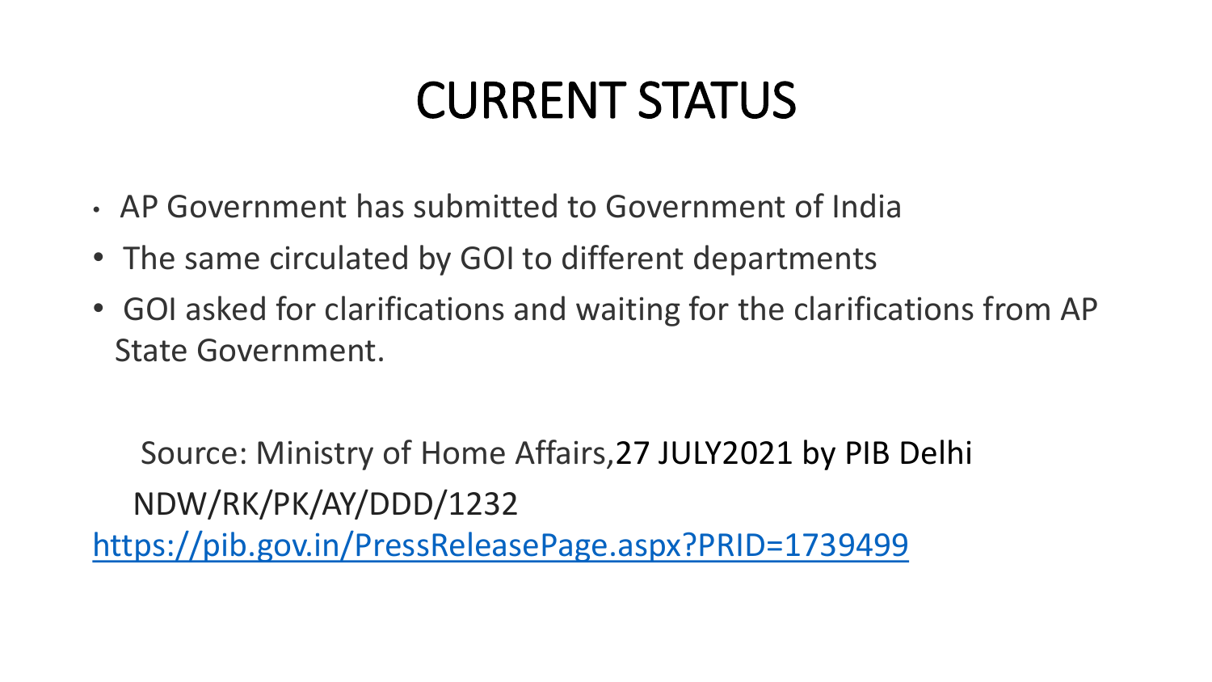# CURRENT STATUS

- AP Government has submitted to Government of India
- The same circulated by GOI to different departments
- GOI asked for clarifications and waiting for the clarifications from AP State Government.

Source: Ministry of Home Affairs,27 JULY2021 by PIB Delhi

NDW/RK/PK/AY/DDD/1232

https://pib.gov.in/PressReleasePage.aspx?PRID=1739499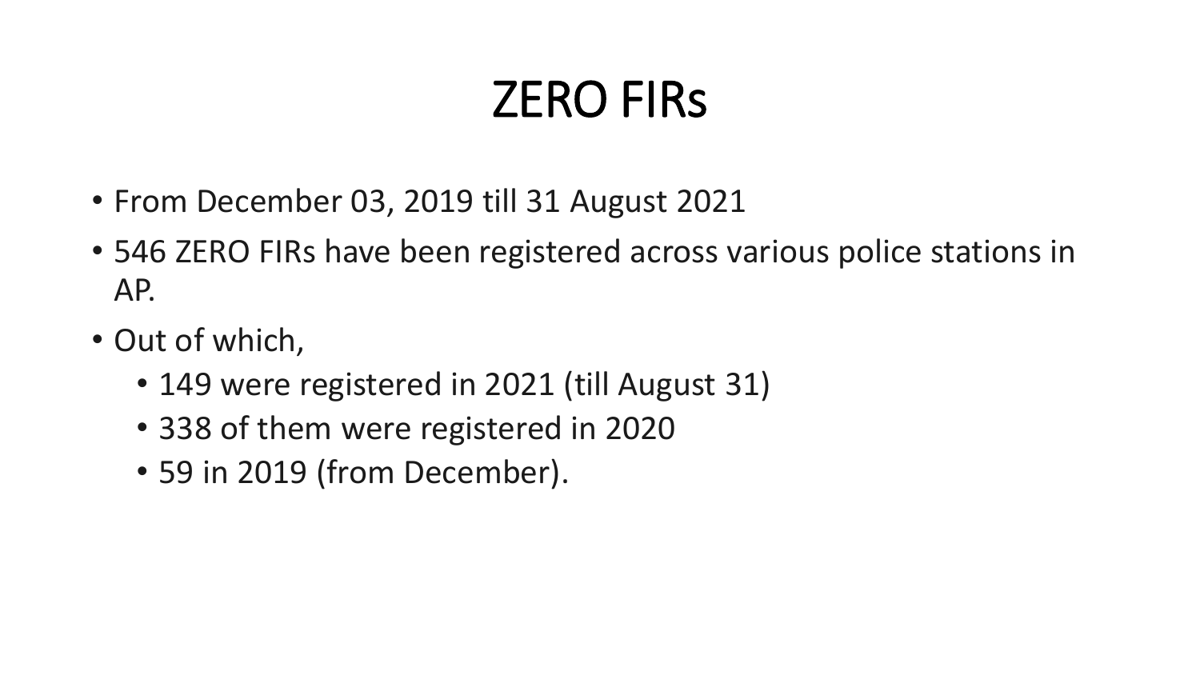# ZERO FIRs

- From December 03, 2019 till 31 August 2021
- 546 ZERO FIRs have been registered across various police stations in AP.
- Out of which,
  - 149 were registered in 2021 (till August 31)
  - 338 of them were registered in 2020
  - 59 in 2019 (from December).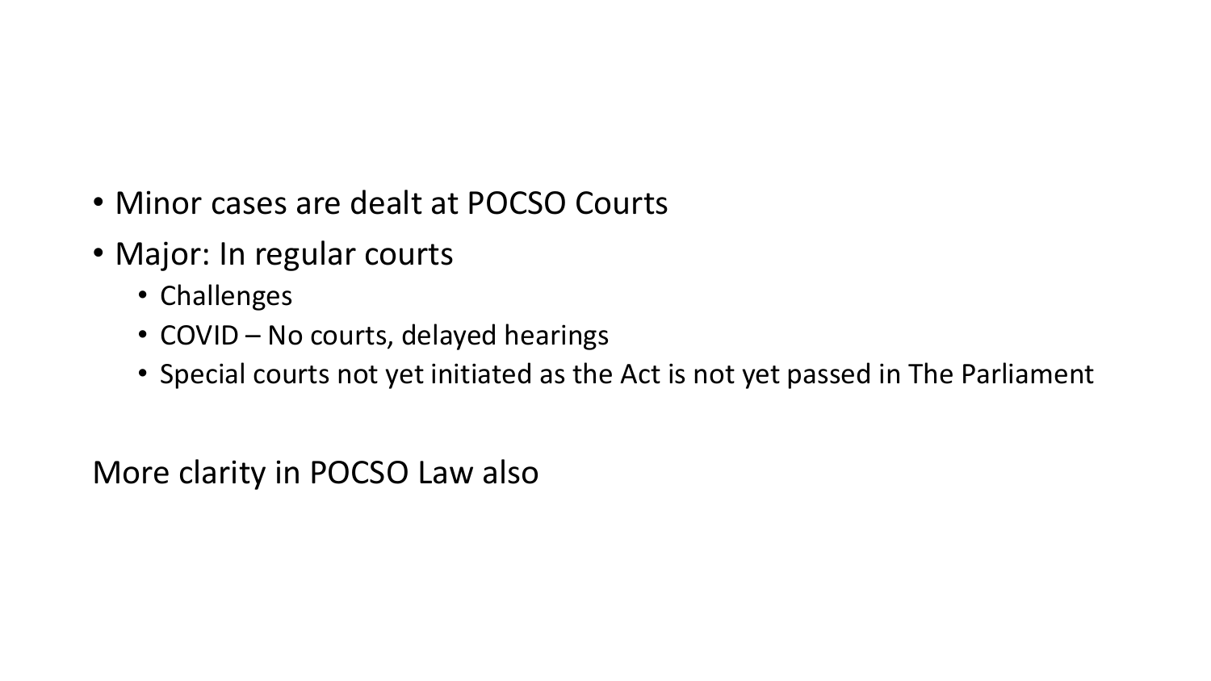- Minor cases are dealt at POCSO Courts
- Major: In regular courts
  - Challenges
  - COVID – No courts, delayed hearings
  - Special courts not yet initiated as the Act is not yet passed in The Parliament

More clarity in POCSO Law also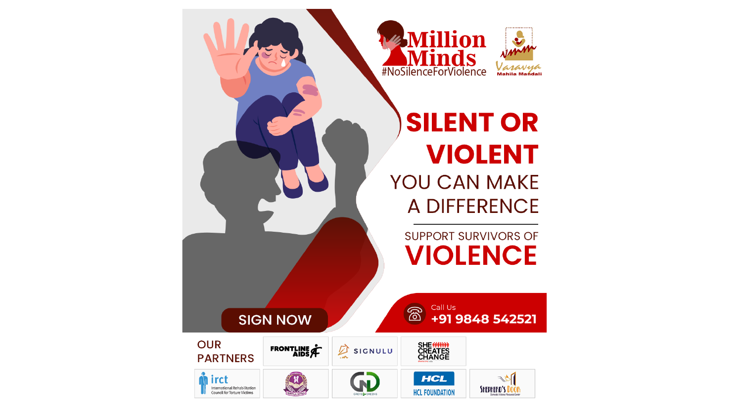Million Minds
#NoSilenceForViolence

Vasavya Mahila Mandali

# SILENT OR VIOLENT

## YOU CAN MAKE A DIFFERENCE

SUPPORT SURVIVORS OF

# VIOLENCE

SIGN NOW

Call Us
+91 9848 542521

OUR PARTNERS

FRONTLINE AIDS

SIGNULU

SHE CREATES CHANGE

irct International Rehabilitation Council for Torture Victims

GREYS GREENS

HCL FOUNDATION

SHEPHERD'S DOOR